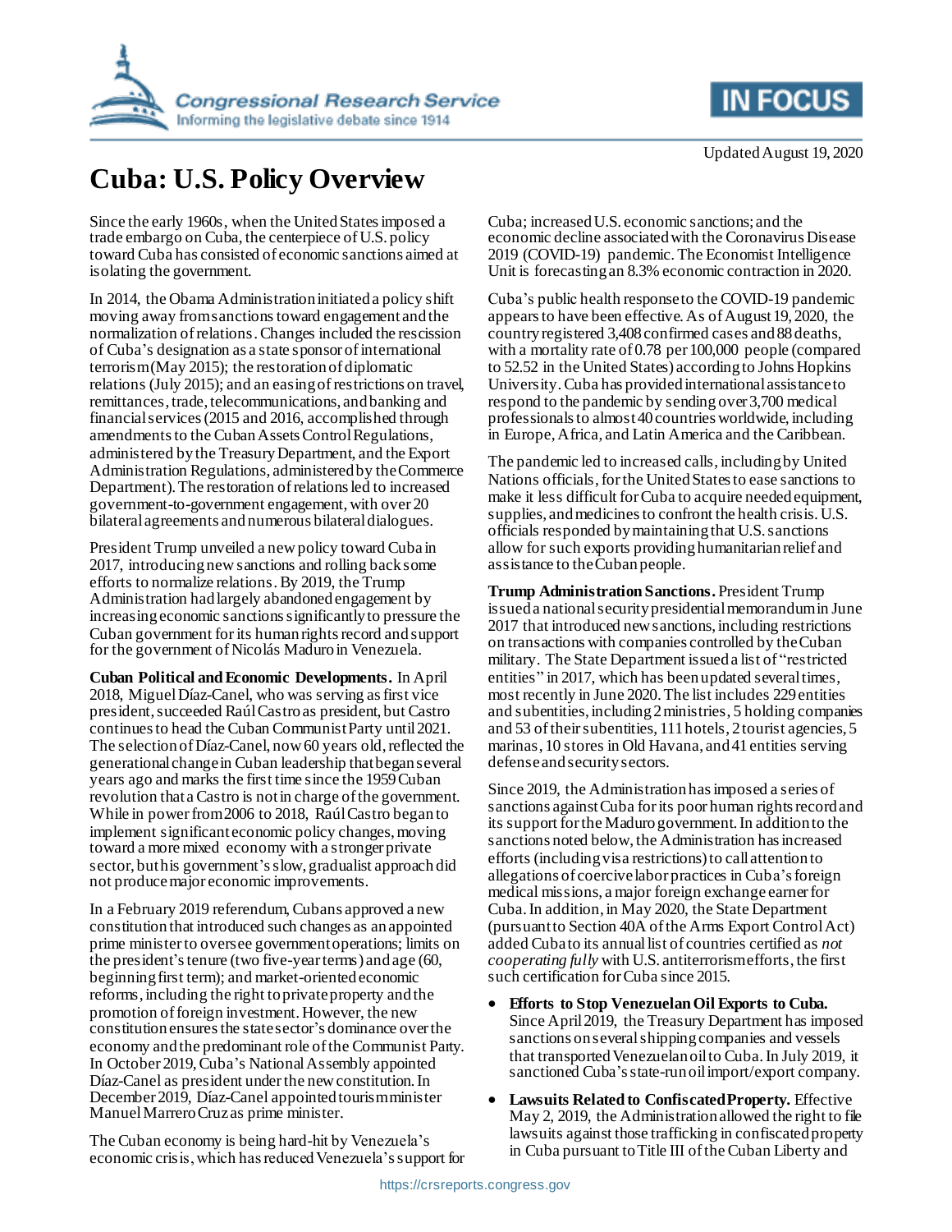# Cuba: U.S. Policy Overview

Updated August 19, 2020

Since the early 1960s, when the United States imposed a trade embargo on Cuba, the centerpiece of U.S. policy toward Cuba has consisted of economic sanctions aimed at isolating the government.

In 2014, the Obama Administration initiated a policy shift moving away from sanctions toward engagement and the normalization of relations. Changes included the rescission of Cuba's designation as a state sponsor of international terrorism (May 2015); the restoration of diplomatic relations (July 2015); and an easing of restrictions on travel, remittances, trade, telecommunications, and banking and financial services (2015 and 2016, accomplished through amendments to the Cuban Assets Control Regulations, administered by the Treasury Department, and the Export Administration Regulations, administered by the Commerce Department). The restoration of relations led to increased government-to-government engagement, with over 20 bilateral agreements and numerous bilateral dialogues.

President Trump unveiled a new policy toward Cuba in 2017, introducing new sanctions and rolling back some efforts to normalize relations. By 2019, the Trump Administration had largely abandoned engagement by increasing economic sanctions significantly to pressure the Cuban government for its human rights record and support for the government of Nicolás Maduro in Venezuela.

**Cuban Political and Economic Developments.** In April 2018, Miguel Díaz-Canel, who was serving as first vice president, succeeded Raúl Castro as president, but Castro continues to head the Cuban Communist Party until 2021. The selection of Díaz-Canel, now 60 years old, reflected the generational change in Cuban leadership that began several years ago and marks the first time since the 1959 Cuban revolution that a Castro is not in charge of the government. While in power from 2006 to 2018, Raúl Castro began to implement significant economic policy changes, moving toward a more mixed economy with a stronger private sector, but his government's slow, gradualist approach did not produce major economic improvements.

In a February 2019 referendum, Cubans approved a new constitution that introduced such changes as an appointed prime minister to oversee government operations; limits on the president's tenure (two five-year terms) and age (60, beginning first term); and market-oriented economic reforms, including the right to private property and the promotion of foreign investment. However, the new constitution ensures the state sector's dominance over the economy and the predominant role of the Communist Party. In October 2019, Cuba's National Assembly appointed Díaz-Canel as president under the new constitution. In December 2019, Díaz-Canel appointed tourism minister Manuel Marrero Cruz as prime minister.

The Cuban economy is being hard-hit by Venezuela's economic crisis, which has reduced Venezuela's support for Cuba; increased U.S. economic sanctions; and the economic decline associated with the Coronavirus Disease 2019 (COVID-19) pandemic. The Economist Intelligence Unit is forecasting an 8.3% economic contraction in 2020.

Cuba's public health response to the COVID-19 pandemic appears to have been effective. As of August 19, 2020, the country registered 3,408 confirmed cases and 88 deaths, with a mortality rate of 0.78 per 100,000 people (compared to 52.52 in the United States) according to Johns Hopkins University. Cuba has provided international assistance to respond to the pandemic by sending over 3,700 medical professionals to almost 40 countries worldwide, including in Europe, Africa, and Latin America and the Caribbean.

The pandemic led to increased calls, including by United Nations officials, for the United States to ease sanctions to make it less difficult for Cuba to acquire needed equipment, supplies, and medicines to confront the health crisis. U.S. officials responded by maintaining that U.S. sanctions allow for such exports providing humanitarian relief and assistance to the Cuban people.

**Trump Administration Sanctions.** President Trump issued a national security presidential memorandum in June 2017 that introduced new sanctions, including restrictions on transactions with companies controlled by the Cuban military. The State Department issued a list of "restricted entities" in 2017, which has been updated several times, most recently in June 2020. The list includes 229 entities and subentities, including 2 ministries, 5 holding companies and 53 of their subentities, 111 hotels, 2 tourist agencies, 5 marinas, 10 stores in Old Havana, and 41 entities serving defense and security sectors.

Since 2019, the Administration has imposed a series of sanctions against Cuba for its poor human rights record and its support for the Maduro government. In addition to the sanctions noted below, the Administration has increased efforts (including visa restrictions) to call attention to allegations of coercive labor practices in Cuba's foreign medical missions, a major foreign exchange earner for Cuba. In addition, in May 2020, the State Department (pursuant to Section 40A of the Arms Export Control Act) added Cuba to its annual list of countries certified as *not cooperating fully* with U.S. antiterrorism efforts, the first such certification for Cuba since 2015.

- **Efforts to Stop Venezuelan Oil Exports to Cuba.** Since April 2019, the Treasury Department has imposed sanctions on several shipping companies and vessels that transported Venezuelan oil to Cuba. In July 2019, it sanctioned Cuba's state-run oil import/export company.
- **Lawsuits Related to Confiscated Property.** Effective May 2, 2019, the Administration allowed the right to file lawsuits against those trafficking in confiscated property in Cuba pursuant to Title III of the Cuban Liberty and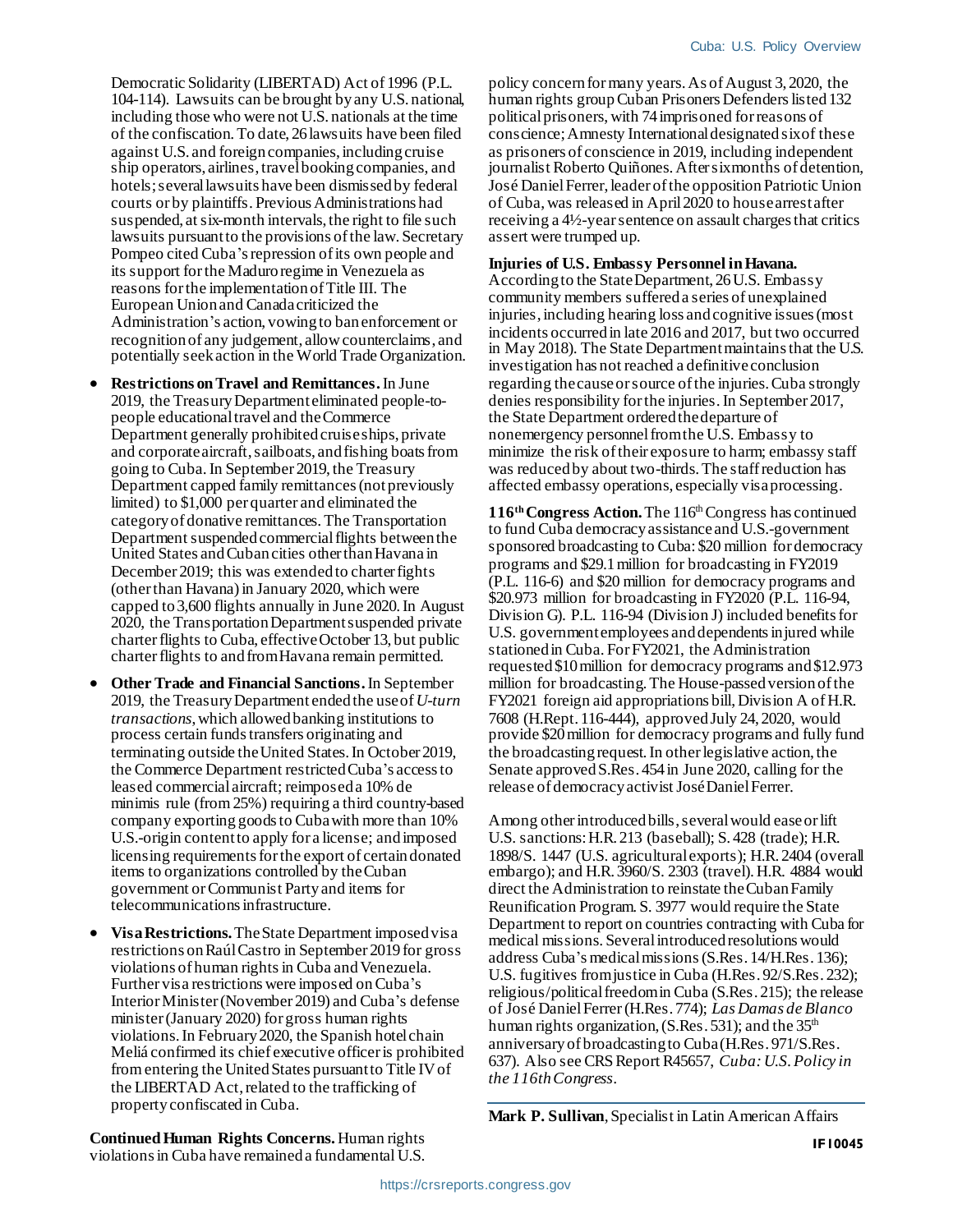Democratic Solidarity (LIBERTAD) Act of 1996 (P.L. 104-114). Lawsuits can be brought by any U.S. national, including those who were not U.S. nationals at the time of the confiscation. To date, 26 lawsuits have been filed against U.S. and foreign companies, including cruise ship operators, airlines, travel booking companies, and hotels; several lawsuits have been dismissed by federal courts or by plaintiffs. Previous Administrations had suspended, at six-month intervals, the right to file such lawsuits pursuant to the provisions of the law. Secretary Pompeo cited Cuba's repression of its own people and its support for the Maduro regime in Venezuela as reasons for the implementation of Title III. The European Union and Canada criticized the Administration's action, vowing to ban enforcement or recognition of any judgement, allow counterclaims, and potentially seek action in the World Trade Organization.

- **Restrictions on Travel and Remittances.** In June 2019, the Treasury Department eliminated people-to-people educational travel and the Commerce Department generally prohibited cruise ships, private and corporate aircraft, sailboats, and fishing boats from going to Cuba. In September 2019, the Treasury Department capped family remittances (not previously limited) to $1,000 per quarter and eliminated the category of donative remittances. The Transportation Department suspended commercial flights between the United States and Cuban cities other than Havana in December 2019; this was extended to charter fights (other than Havana) in January 2020, which were capped to 3,600 flights annually in June 2020. In August 2020, the Transportation Department suspended private charter flights to Cuba, effective October 13, but public charter flights to and from Havana remain permitted.
- **Other Trade and Financial Sanctions.** In September 2019, the Treasury Department ended the use of *U-turn transactions*, which allowed banking institutions to process certain funds transfers originating and terminating outside the United States. In October 2019, the Commerce Department restricted Cuba's access to leased commercial aircraft; reimposed a 10% de minimis rule (from 25%) requiring a third country-based company exporting goods to Cuba with more than 10% U.S.-origin content to apply for a license; and imposed licensing requirements for the export of certain donated items to organizations controlled by the Cuban government or Communist Party and items for telecommunications infrastructure.
- **Visa Restrictions.** The State Department imposed visa restrictions on Raúl Castro in September 2019 for gross violations of human rights in Cuba and Venezuela. Further visa restrictions were imposed on Cuba's Interior Minister (November 2019) and Cuba's defense minister (January 2020) for gross human rights violations. In February 2020, the Spanish hotel chain Meliá confirmed its chief executive officer is prohibited from entering the United States pursuant to Title IV of the LIBERTAD Act, related to the trafficking of property confiscated in Cuba.

**Continued Human Rights Concerns.** Human rights violations in Cuba have remained a fundamental U.S. policy concern for many years. As of August 3, 2020, the human rights group Cuban Prisoners Defenders listed 132 political prisoners, with 74 imprisoned for reasons of conscience; Amnesty International designated six of these as prisoners of conscience in 2019, including independent journalist Roberto Quiñones. After six months of detention, José Daniel Ferrer, leader of the opposition Patriotic Union of Cuba, was released in April 2020 to house arrest after receiving a 4½-year sentence on assault charges that critics assert were trumped up.

**Injuries of U.S. Embassy Personnel in Havana.** According to the State Department, 26 U.S. Embassy community members suffered a series of unexplained injuries, including hearing loss and cognitive issues (most incidents occurred in late 2016 and 2017, but two occurred in May 2018). The State Department maintains that the U.S. investigation has not reached a definitive conclusion regarding the cause or source of the injuries. Cuba strongly denies responsibility for the injuries. In September 2017, the State Department ordered the departure of nonemergency personnel from the U.S. Embassy to minimize the risk of their exposure to harm; embassy staff was reduced by about two-thirds. The staff reduction has affected embassy operations, especially visa processing.

**116th Congress Action.** The 116th Congress has continued to fund Cuba democracy assistance and U.S.-government sponsored broadcasting to Cuba: $20 million for democracy programs and $29.1 million for broadcasting in FY2019 (P.L. 116-6) and $20 million for democracy programs and $20.973 million for broadcasting in FY2020 (P.L. 116-94, Division G). P.L. 116-94 (Division J) included benefits for U.S. government employees and dependents injured while stationed in Cuba. For FY2021, the Administration requested $10 million for democracy programs and $12.973 million for broadcasting. The House-passed version of the FY2021 foreign aid appropriations bill, Division A of H.R. 7608 (H.Rept. 116-444), approved July 24, 2020, would provide $20 million for democracy programs and fully fund the broadcasting request. In other legislative action, the Senate approved S.Res. 454 in June 2020, calling for the release of democracy activist José Daniel Ferrer.

Among other introduced bills, several would ease or lift U.S. sanctions: H.R. 213 (baseball); S. 428 (trade); H.R. 1898/S. 1447 (U.S. agricultural exports); H.R. 2404 (overall embargo); and H.R. 3960/S. 2303 (travel). H.R. 4884 would direct the Administration to reinstate the Cuban Family Reunification Program. S. 3977 would require the State Department to report on countries contracting with Cuba for medical missions. Several introduced resolutions would address Cuba's medical missions (S.Res. 14/H.Res. 136); U.S. fugitives from justice in Cuba (H.Res. 92/S.Res. 232); religious/political freedom in Cuba (S.Res. 215); the release of José Daniel Ferrer (H.Res. 774); *Las Damas de Blanco* human rights organization, (S.Res. 531); and the 35th anniversary of broadcasting to Cuba (H.Res. 971/S.Res. 637). Also see CRS Report R45657, *Cuba: U.S. Policy in the 116th Congress*.

**Mark P. Sullivan**, Specialist in Latin American Affairs

IF10045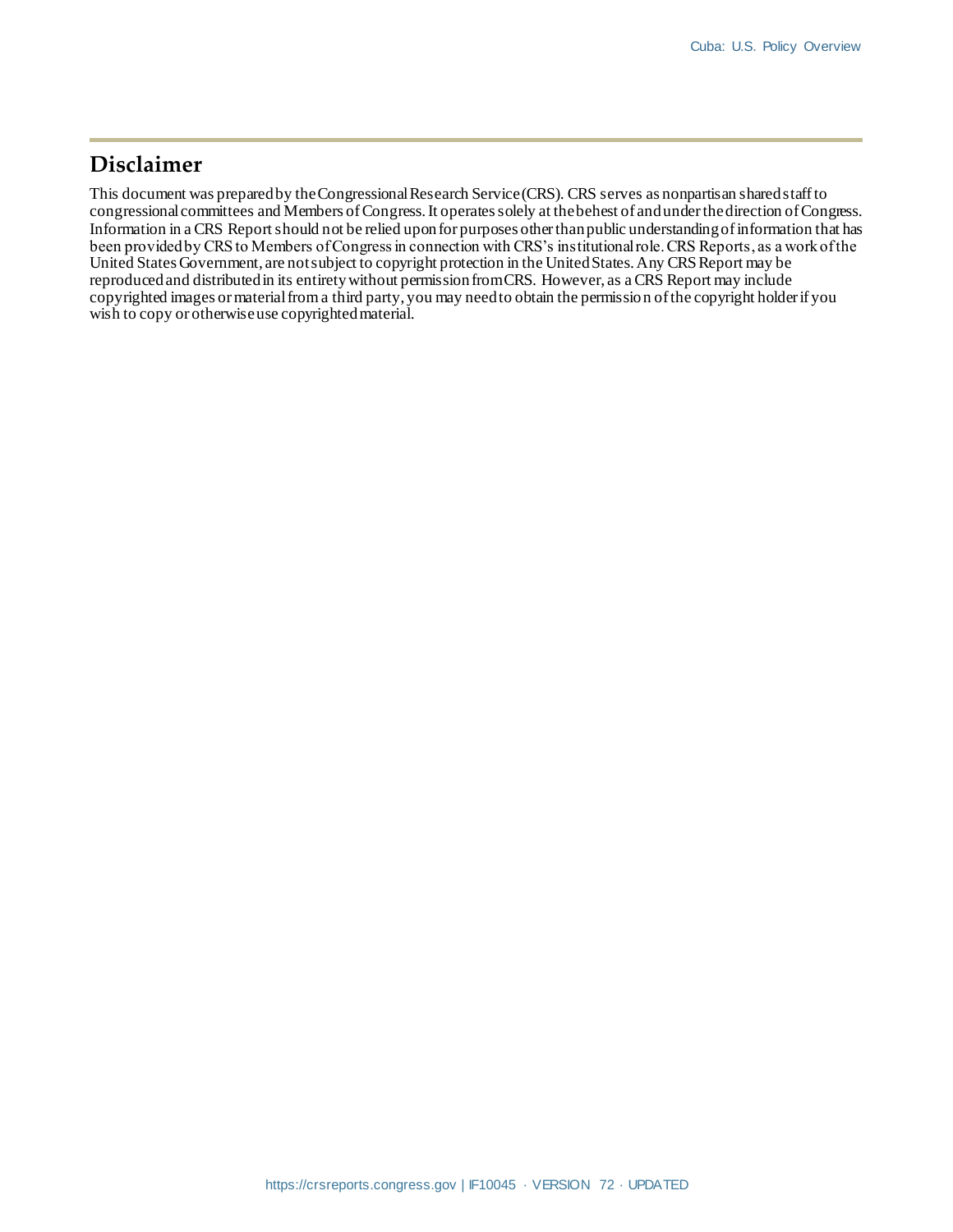## Disclaimer

This document was prepared by the Congressional Research Service (CRS). CRS serves as nonpartisan shared staff to congressional committees and Members of Congress. It operates solely at the behest of and under the direction of Congress. Information in a CRS Report should not be relied upon for purposes other than public understanding of information that has been provided by CRS to Members of Congress in connection with CRS's institutional role. CRS Reports, as a work of the United States Government, are not subject to copyright protection in the United States. Any CRS Report may be reproduced and distributed in its entirety without permission from CRS. However, as a CRS Report may include copyrighted images or material from a third party, you may need to obtain the permission of the copyright holder if you wish to copy or otherwise use copyrighted material.